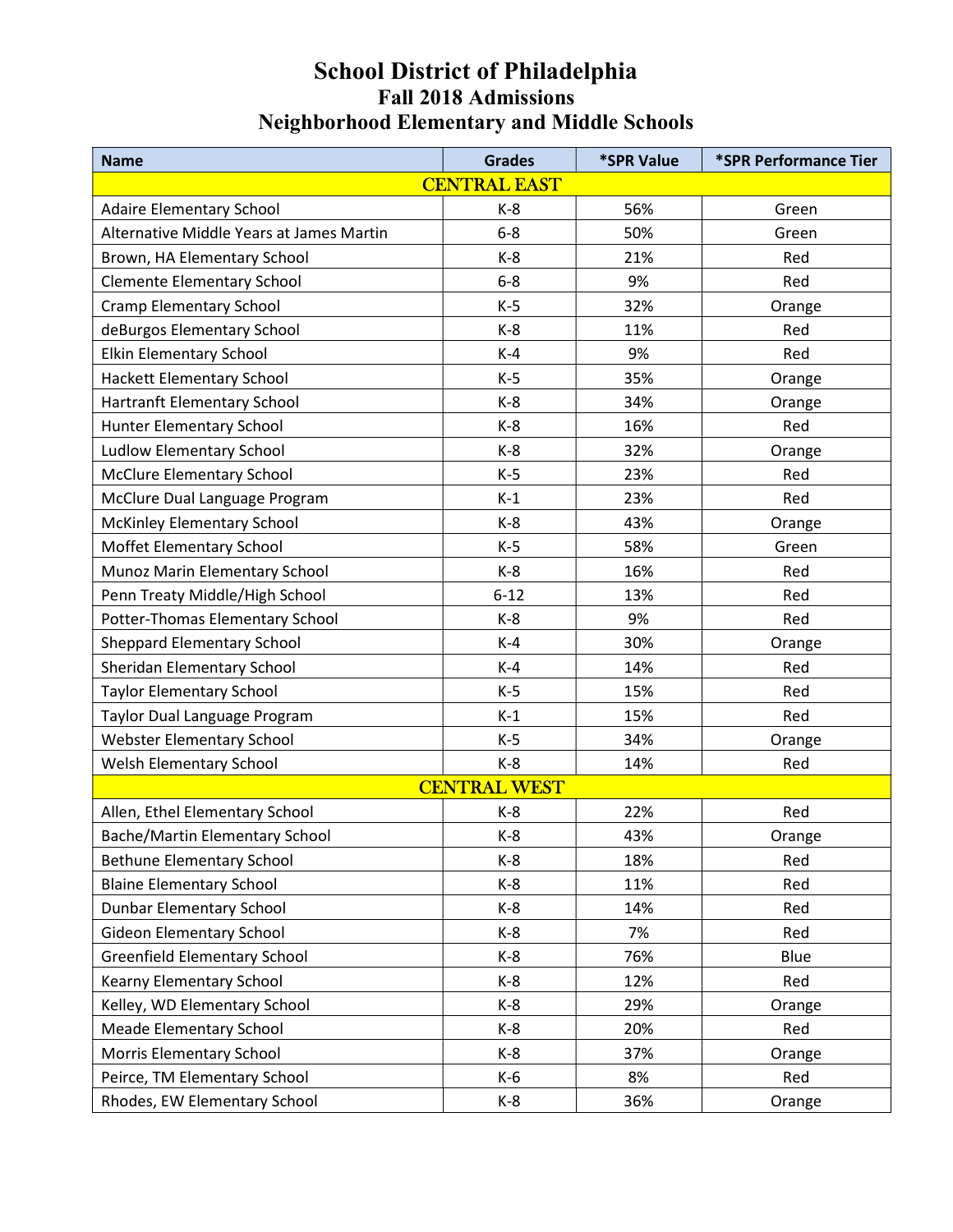# School District of Philadelphia
## Fall 2018 Admissions
## Neighborhood Elementary and Middle Schools

| Name | Grades | *SPR Value | *SPR Performance Tier |
|---|---|---|---|
| **CENTRAL EAST** | | | |
| Adaire Elementary School | K-8 | 56% | Green |
| Alternative Middle Years at James Martin | 6-8 | 50% | Green |
| Brown, HA Elementary School | K-8 | 21% | Red |
| Clemente Elementary School | 6-8 | 9% | Red |
| Cramp Elementary School | K-5 | 32% | Orange |
| deBurgos Elementary School | K-8 | 11% | Red |
| Elkin Elementary School | K-4 | 9% | Red |
| Hackett Elementary School | K-5 | 35% | Orange |
| Hartranft Elementary School | K-8 | 34% | Orange |
| Hunter Elementary School | K-8 | 16% | Red |
| Ludlow Elementary School | K-8 | 32% | Orange |
| McClure Elementary School | K-5 | 23% | Red |
| McClure Dual Language Program | K-1 | 23% | Red |
| McKinley Elementary School | K-8 | 43% | Orange |
| Moffet Elementary School | K-5 | 58% | Green |
| Munoz Marin Elementary School | K-8 | 16% | Red |
| Penn Treaty Middle/High School | 6-12 | 13% | Red |
| Potter-Thomas Elementary School | K-8 | 9% | Red |
| Sheppard Elementary School | K-4 | 30% | Orange |
| Sheridan Elementary School | K-4 | 14% | Red |
| Taylor Elementary School | K-5 | 15% | Red |
| Taylor Dual Language Program | K-1 | 15% | Red |
| Webster Elementary School | K-5 | 34% | Orange |
| Welsh Elementary School | K-8 | 14% | Red |
| **CENTRAL WEST** | | | |
| Allen, Ethel Elementary School | K-8 | 22% | Red |
| Bache/Martin Elementary School | K-8 | 43% | Orange |
| Bethune Elementary School | K-8 | 18% | Red |
| Blaine Elementary School | K-8 | 11% | Red |
| Dunbar Elementary School | K-8 | 14% | Red |
| Gideon Elementary School | K-8 | 7% | Red |
| Greenfield Elementary School | K-8 | 76% | Blue |
| Kearny Elementary School | K-8 | 12% | Red |
| Kelley, WD Elementary School | K-8 | 29% | Orange |
| Meade Elementary School | K-8 | 20% | Red |
| Morris Elementary School | K-8 | 37% | Orange |
| Peirce, TM Elementary School | K-6 | 8% | Red |
| Rhodes, EW Elementary School | K-8 | 36% | Orange |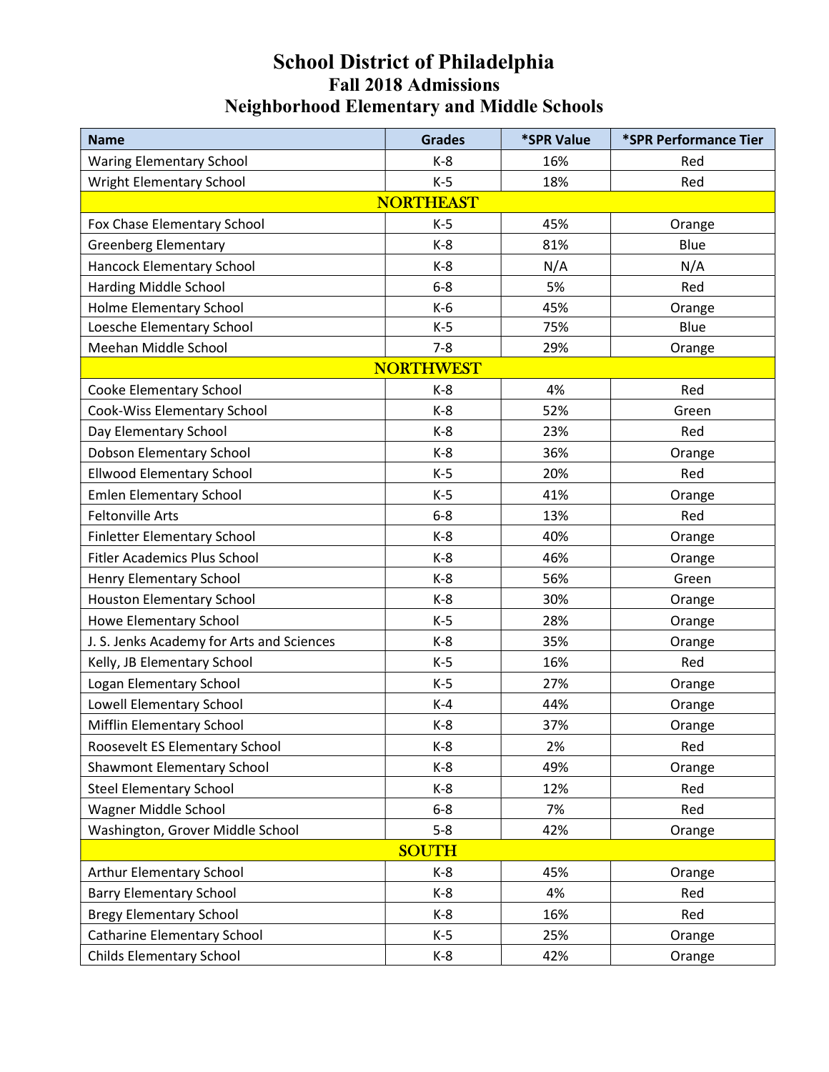# School District of Philadelphia
## Fall 2018 Admissions
## Neighborhood Elementary and Middle Schools

| Name | Grades | *SPR Value | *SPR Performance Tier |
|---|---|---|---|
| Waring Elementary School | K-8 | 16% | Red |
| Wright Elementary School | K-5 | 18% | Red |
| **NORTHEAST** | | | |
| Fox Chase Elementary School | K-5 | 45% | Orange |
| Greenberg Elementary | K-8 | 81% | Blue |
| Hancock Elementary School | K-8 | N/A | N/A |
| Harding Middle School | 6-8 | 5% | Red |
| Holme Elementary School | K-6 | 45% | Orange |
| Loesche Elementary School | K-5 | 75% | Blue |
| Meehan Middle School | 7-8 | 29% | Orange |
| **NORTHWEST** | | | |
| Cooke Elementary School | K-8 | 4% | Red |
| Cook-Wiss Elementary School | K-8 | 52% | Green |
| Day Elementary School | K-8 | 23% | Red |
| Dobson Elementary School | K-8 | 36% | Orange |
| Ellwood Elementary School | K-5 | 20% | Red |
| Emlen Elementary School | K-5 | 41% | Orange |
| Feltonville Arts | 6-8 | 13% | Red |
| Finletter Elementary School | K-8 | 40% | Orange |
| Fitler Academics Plus School | K-8 | 46% | Orange |
| Henry Elementary School | K-8 | 56% | Green |
| Houston Elementary School | K-8 | 30% | Orange |
| Howe Elementary School | K-5 | 28% | Orange |
| J. S. Jenks Academy for Arts and Sciences | K-8 | 35% | Orange |
| Kelly, JB Elementary School | K-5 | 16% | Red |
| Logan Elementary School | K-5 | 27% | Orange |
| Lowell Elementary School | K-4 | 44% | Orange |
| Mifflin Elementary School | K-8 | 37% | Orange |
| Roosevelt ES Elementary School | K-8 | 2% | Red |
| Shawmont Elementary School | K-8 | 49% | Orange |
| Steel Elementary School | K-8 | 12% | Red |
| Wagner Middle School | 6-8 | 7% | Red |
| Washington, Grover Middle School | 5-8 | 42% | Orange |
| **SOUTH** | | | |
| Arthur Elementary School | K-8 | 45% | Orange |
| Barry Elementary School | K-8 | 4% | Red |
| Bregy Elementary School | K-8 | 16% | Red |
| Catharine Elementary School | K-5 | 25% | Orange |
| Childs Elementary School | K-8 | 42% | Orange |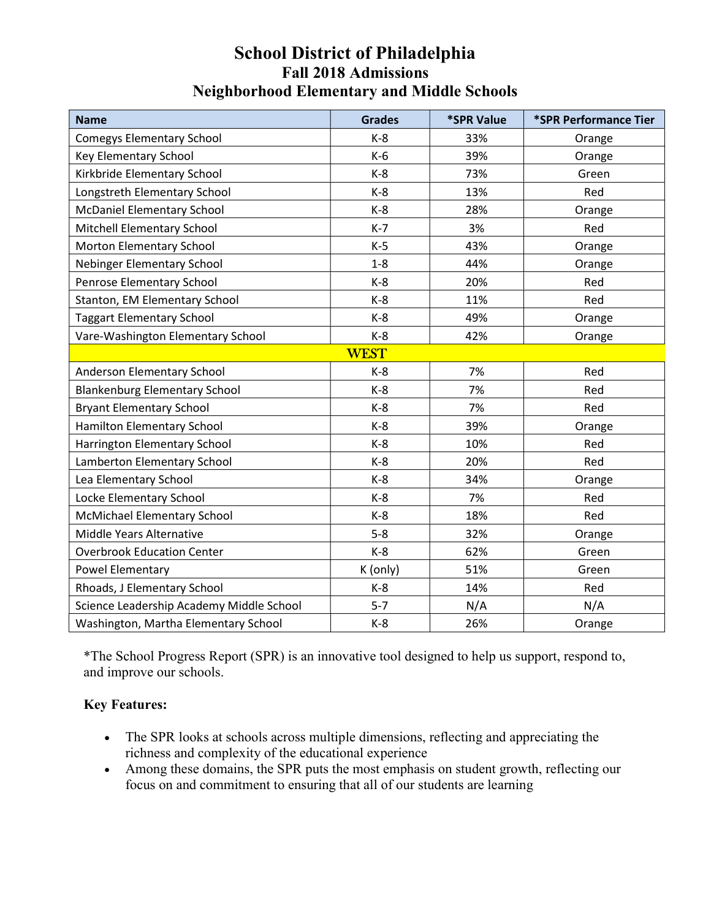# School District of Philadelphia
## Fall 2018 Admissions
## Neighborhood Elementary and Middle Schools

| Name | Grades | *SPR Value | *SPR Performance Tier |
|---|---|---|---|
| Comegys Elementary School | K-8 | 33% | Orange |
| Key Elementary School | K-6 | 39% | Orange |
| Kirkbride Elementary School | K-8 | 73% | Green |
| Longstreth Elementary School | K-8 | 13% | Red |
| McDaniel Elementary School | K-8 | 28% | Orange |
| Mitchell Elementary School | K-7 | 3% | Red |
| Morton Elementary School | K-5 | 43% | Orange |
| Nebinger Elementary School | 1-8 | 44% | Orange |
| Penrose Elementary School | K-8 | 20% | Red |
| Stanton, EM Elementary School | K-8 | 11% | Red |
| Taggart Elementary School | K-8 | 49% | Orange |
| Vare-Washington Elementary School | K-8 | 42% | Orange |
| **WEST** | | | |
| Anderson Elementary School | K-8 | 7% | Red |
| Blankenburg Elementary School | K-8 | 7% | Red |
| Bryant Elementary School | K-8 | 7% | Red |
| Hamilton Elementary School | K-8 | 39% | Orange |
| Harrington Elementary School | K-8 | 10% | Red |
| Lamberton Elementary School | K-8 | 20% | Red |
| Lea Elementary School | K-8 | 34% | Orange |
| Locke Elementary School | K-8 | 7% | Red |
| McMichael Elementary School | K-8 | 18% | Red |
| Middle Years Alternative | 5-8 | 32% | Orange |
| Overbrook Education Center | K-8 | 62% | Green |
| Powel Elementary | K (only) | 51% | Green |
| Rhoads, J Elementary School | K-8 | 14% | Red |
| Science Leadership Academy Middle School | 5-7 | N/A | N/A |
| Washington, Martha Elementary School | K-8 | 26% | Orange |

*The School Progress Report (SPR) is an innovative tool designed to help us support, respond to, and improve our schools.

**Key Features:**

- The SPR looks at schools across multiple dimensions, reflecting and appreciating the richness and complexity of the educational experience
- Among these domains, the SPR puts the most emphasis on student growth, reflecting our focus on and commitment to ensuring that all of our students are learning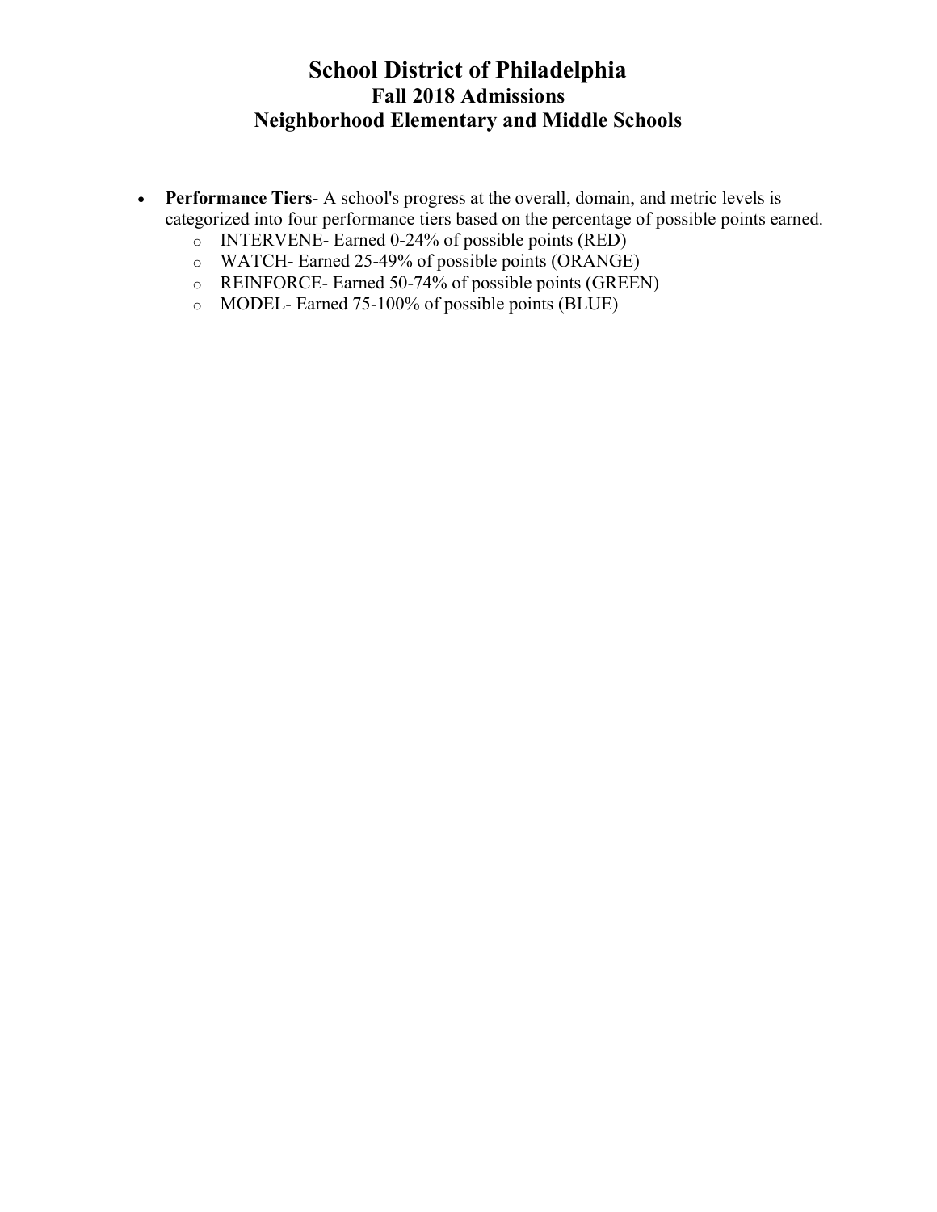# School District of Philadelphia
## Fall 2018 Admissions
## Neighborhood Elementary and Middle Schools

- **Performance Tiers**- A school's progress at the overall, domain, and metric levels is categorized into four performance tiers based on the percentage of possible points earned.
  - INTERVENE- Earned 0-24% of possible points (RED)
  - WATCH- Earned 25-49% of possible points (ORANGE)
  - REINFORCE- Earned 50-74% of possible points (GREEN)
  - MODEL- Earned 75-100% of possible points (BLUE)